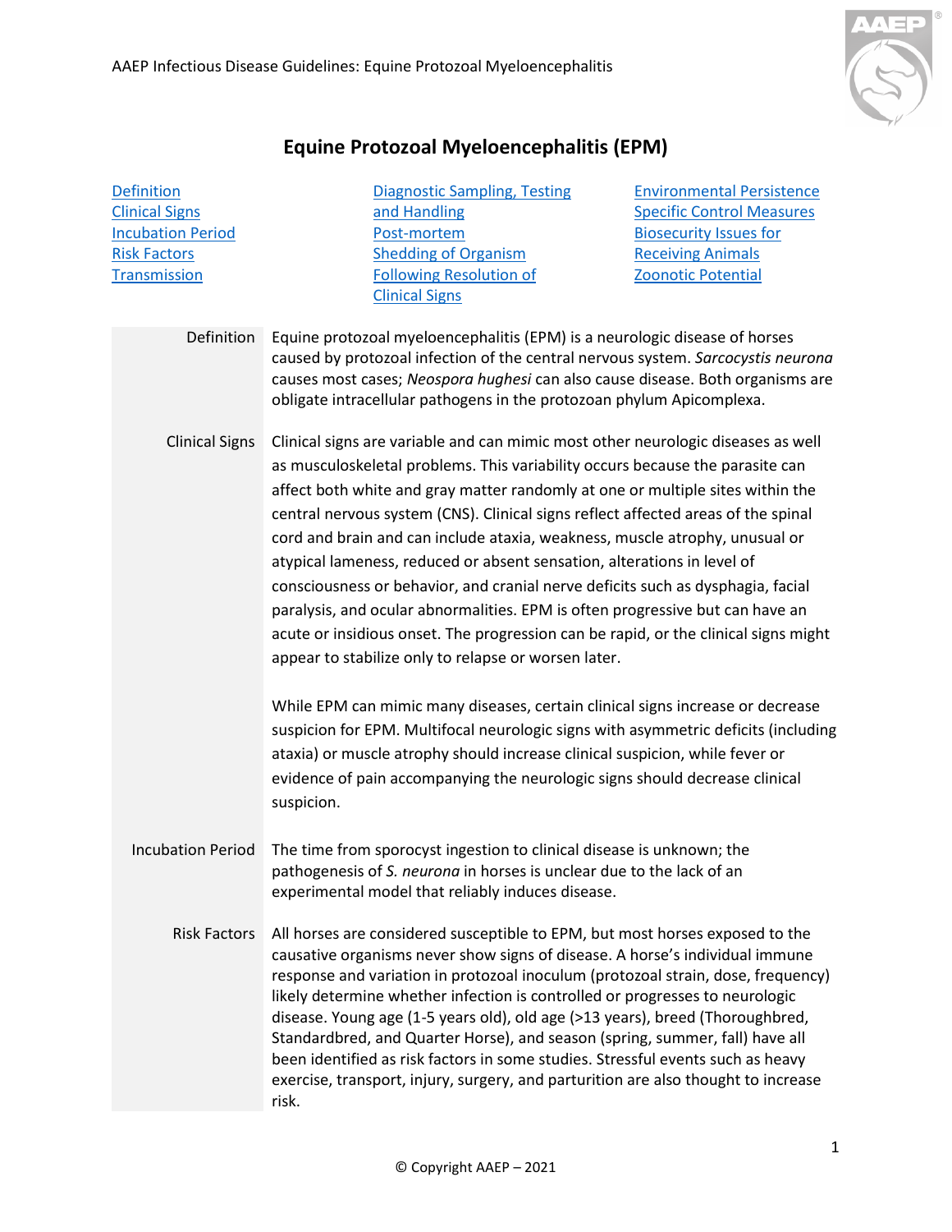# Equine Protozoal Myeloencephalitis (EPM)

[Definition](#)
[Clinical Signs](#)
[Incubation Period](#)
[Risk Factors](#)
[Transmission](#)
[Diagnostic Sampling, Testing and Handling](#)
[Post-mortem](#)
[Shedding of Organism Following Resolution of Clinical Signs](#)
[Environmental Persistence](#)
[Specific Control Measures](#)
[Biosecurity Issues for Receiving Animals](#)
[Zoonotic Potential](#)

## Definition

Equine protozoal myeloencephalitis (EPM) is a neurologic disease of horses caused by protozoal infection of the central nervous system. *Sarcocystis neurona* causes most cases; *Neospora hughesi* can also cause disease. Both organisms are obligate intracellular pathogens in the protozoan phylum Apicomplexa.

## Clinical Signs

Clinical signs are variable and can mimic most other neurologic diseases as well as musculoskeletal problems. This variability occurs because the parasite can affect both white and gray matter randomly at one or multiple sites within the central nervous system (CNS). Clinical signs reflect affected areas of the spinal cord and brain and can include ataxia, weakness, muscle atrophy, unusual or atypical lameness, reduced or absent sensation, alterations in level of consciousness or behavior, and cranial nerve deficits such as dysphagia, facial paralysis, and ocular abnormalities. EPM is often progressive but can have an acute or insidious onset. The progression can be rapid, or the clinical signs might appear to stabilize only to relapse or worsen later.

While EPM can mimic many diseases, certain clinical signs increase or decrease suspicion for EPM. Multifocal neurologic signs with asymmetric deficits (including ataxia) or muscle atrophy should increase clinical suspicion, while fever or evidence of pain accompanying the neurologic signs should decrease clinical suspicion.

## Incubation Period

The time from sporocyst ingestion to clinical disease is unknown; the pathogenesis of *S. neurona* in horses is unclear due to the lack of an experimental model that reliably induces disease.

## Risk Factors

All horses are considered susceptible to EPM, but most horses exposed to the causative organisms never show signs of disease. A horse's individual immune response and variation in protozoal inoculum (protozoal strain, dose, frequency) likely determine whether infection is controlled or progresses to neurologic disease. Young age (1-5 years old), old age (>13 years), breed (Thoroughbred, Standardbred, and Quarter Horse), and season (spring, summer, fall) have all been identified as risk factors in some studies. Stressful events such as heavy exercise, transport, injury, surgery, and parturition are also thought to increase risk.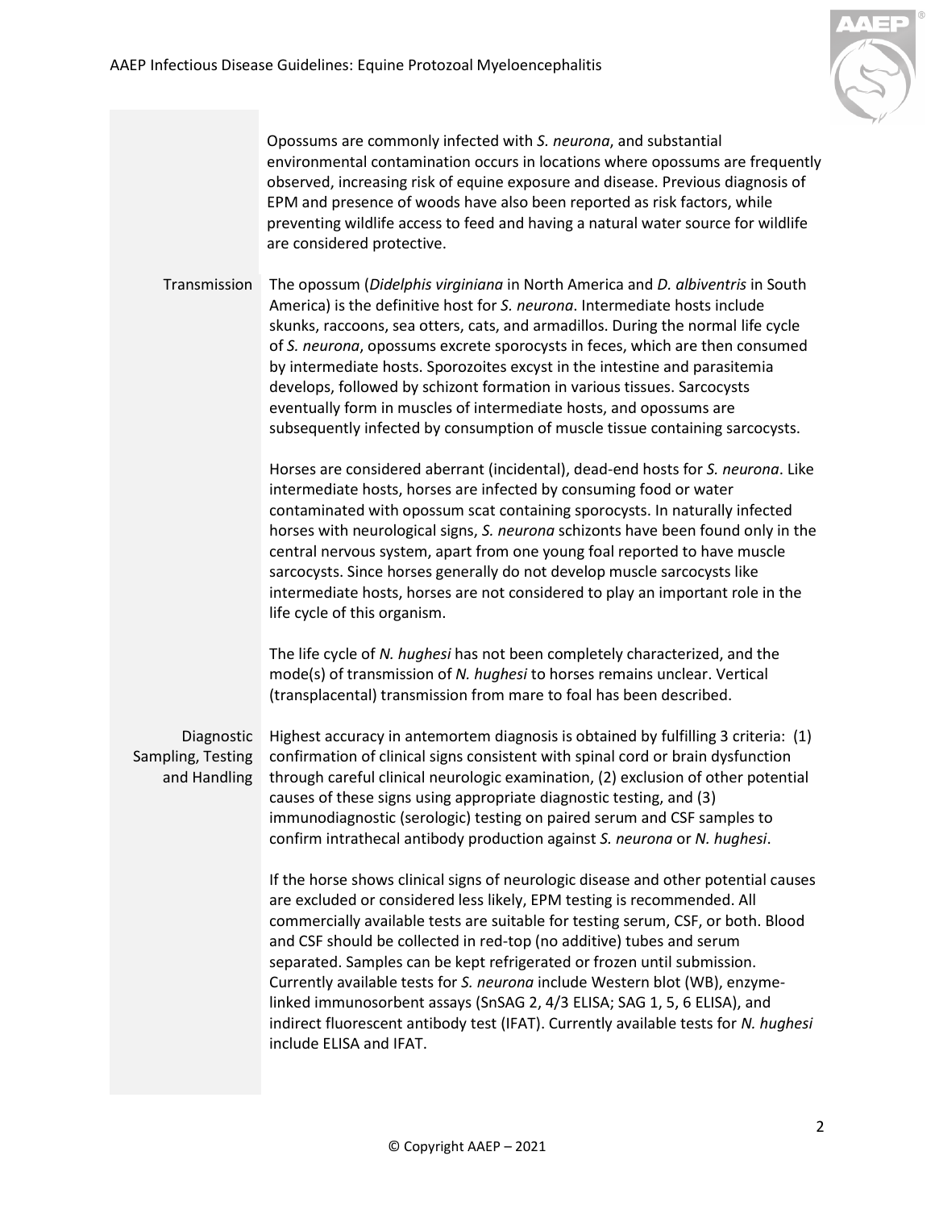Opossums are commonly infected with *S. neurona*, and substantial environmental contamination occurs in locations where opossums are frequently observed, increasing risk of equine exposure and disease. Previous diagnosis of EPM and presence of woods have also been reported as risk factors, while preventing wildlife access to feed and having a natural water source for wildlife are considered protective.

## Transmission

The opossum (*Didelphis virginiana* in North America and *D. albiventris* in South America) is the definitive host for *S. neurona*. Intermediate hosts include skunks, raccoons, sea otters, cats, and armadillos. During the normal life cycle of *S. neurona*, opossums excrete sporocysts in feces, which are then consumed by intermediate hosts. Sporozoites excyst in the intestine and parasitemia develops, followed by schizont formation in various tissues. Sarcocysts eventually form in muscles of intermediate hosts, and opossums are subsequently infected by consumption of muscle tissue containing sarcocysts.

Horses are considered aberrant (incidental), dead-end hosts for *S. neurona*. Like intermediate hosts, horses are infected by consuming food or water contaminated with opossum scat containing sporocysts. In naturally infected horses with neurological signs, *S. neurona* schizonts have been found only in the central nervous system, apart from one young foal reported to have muscle sarcocysts. Since horses generally do not develop muscle sarcocysts like intermediate hosts, horses are not considered to play an important role in the life cycle of this organism.

The life cycle of *N. hughesi* has not been completely characterized, and the mode(s) of transmission of *N. hughesi* to horses remains unclear. Vertical (transplacental) transmission from mare to foal has been described.

## Diagnostic Sampling, Testing and Handling

Highest accuracy in antemortem diagnosis is obtained by fulfilling 3 criteria: (1) confirmation of clinical signs consistent with spinal cord or brain dysfunction through careful clinical neurologic examination, (2) exclusion of other potential causes of these signs using appropriate diagnostic testing, and (3) immunodiagnostic (serologic) testing on paired serum and CSF samples to confirm intrathecal antibody production against *S. neurona* or *N. hughesi*.

If the horse shows clinical signs of neurologic disease and other potential causes are excluded or considered less likely, EPM testing is recommended. All commercially available tests are suitable for testing serum, CSF, or both. Blood and CSF should be collected in red-top (no additive) tubes and serum separated. Samples can be kept refrigerated or frozen until submission. Currently available tests for *S. neurona* include Western blot (WB), enzyme-linked immunosorbent assays (SnSAG 2, 4/3 ELISA; SAG 1, 5, 6 ELISA), and indirect fluorescent antibody test (IFAT). Currently available tests for *N. hughesi* include ELISA and IFAT.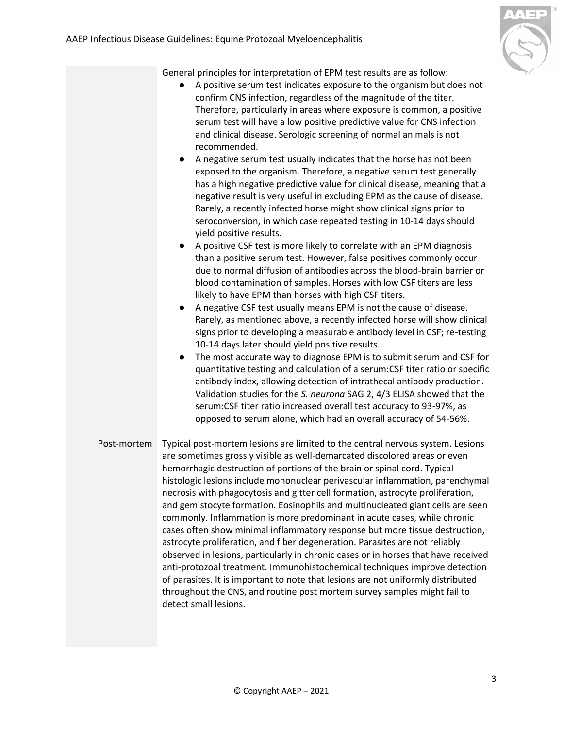General principles for interpretation of EPM test results are as follow:

- A positive serum test indicates exposure to the organism but does not confirm CNS infection, regardless of the magnitude of the titer. Therefore, particularly in areas where exposure is common, a positive serum test will have a low positive predictive value for CNS infection and clinical disease. Serologic screening of normal animals is not recommended.
- A negative serum test usually indicates that the horse has not been exposed to the organism. Therefore, a negative serum test generally has a high negative predictive value for clinical disease, meaning that a negative result is very useful in excluding EPM as the cause of disease. Rarely, a recently infected horse might show clinical signs prior to seroconversion, in which case repeated testing in 10-14 days should yield positive results.
- A positive CSF test is more likely to correlate with an EPM diagnosis than a positive serum test. However, false positives commonly occur due to normal diffusion of antibodies across the blood-brain barrier or blood contamination of samples. Horses with low CSF titers are less likely to have EPM than horses with high CSF titers.
- A negative CSF test usually means EPM is not the cause of disease. Rarely, as mentioned above, a recently infected horse will show clinical signs prior to developing a measurable antibody level in CSF; re-testing 10-14 days later should yield positive results.
- The most accurate way to diagnose EPM is to submit serum and CSF for quantitative testing and calculation of a serum:CSF titer ratio or specific antibody index, allowing detection of intrathecal antibody production. Validation studies for the *S. neurona* SAG 2, 4/3 ELISA showed that the serum:CSF titer ratio increased overall test accuracy to 93-97%, as opposed to serum alone, which had an overall accuracy of 54-56%.

**Post-mortem**

Typical post-mortem lesions are limited to the central nervous system. Lesions are sometimes grossly visible as well-demarcated discolored areas or even hemorrhagic destruction of portions of the brain or spinal cord. Typical histologic lesions include mononuclear perivascular inflammation, parenchymal necrosis with phagocytosis and gitter cell formation, astrocyte proliferation, and gemistocyte formation. Eosinophils and multinucleated giant cells are seen commonly. Inflammation is more predominant in acute cases, while chronic cases often show minimal inflammatory response but more tissue destruction, astrocyte proliferation, and fiber degeneration. Parasites are not reliably observed in lesions, particularly in chronic cases or in horses that have received anti-protozoal treatment. Immunohistochemical techniques improve detection of parasites. It is important to note that lesions are not uniformly distributed throughout the CNS, and routine post mortem survey samples might fail to detect small lesions.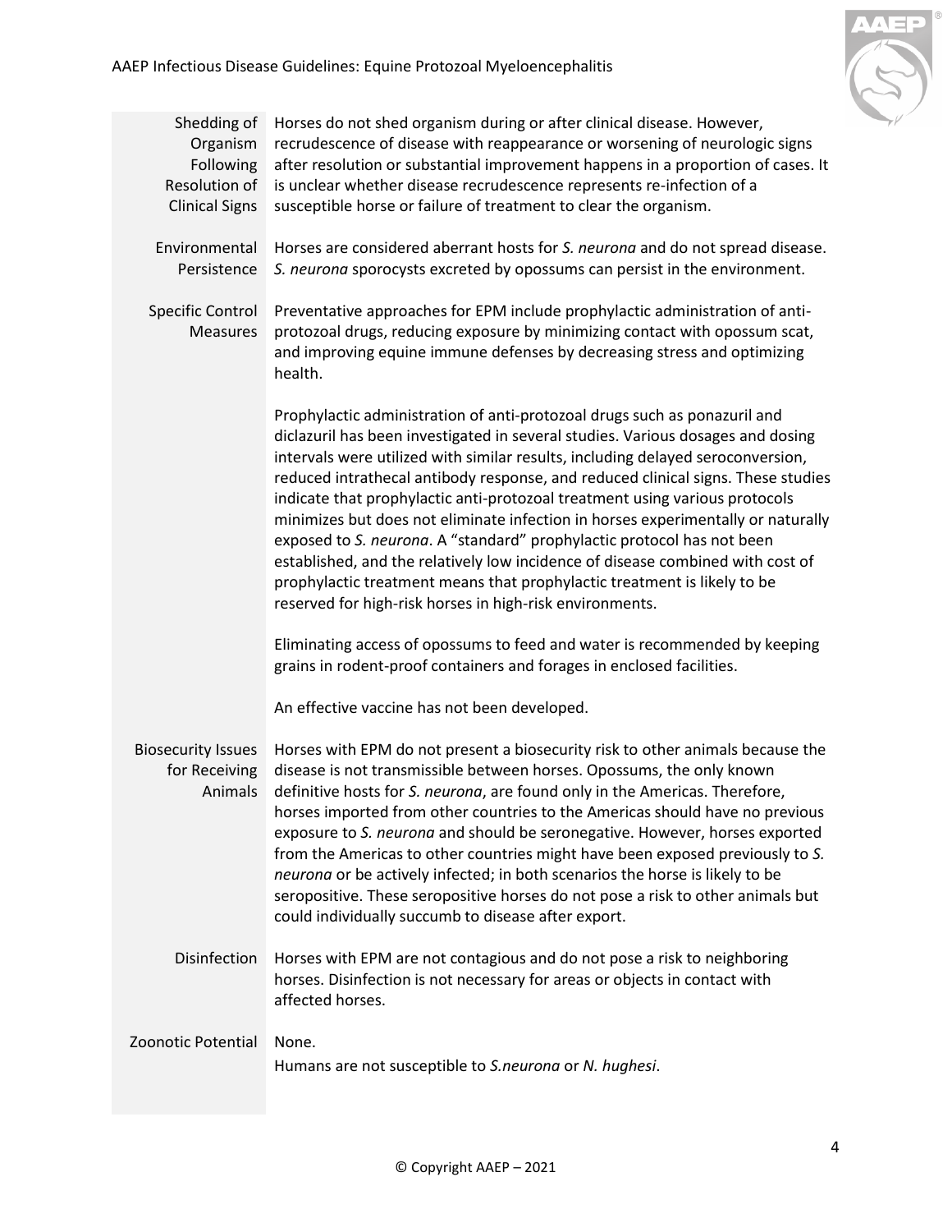| | |
|---|---|
| Shedding of Organism Following Resolution of Clinical Signs | Horses do not shed organism during or after clinical disease. However, recrudescence of disease with reappearance or worsening of neurologic signs after resolution or substantial improvement happens in a proportion of cases. It is unclear whether disease recrudescence represents re-infection of a susceptible horse or failure of treatment to clear the organism. |
| Environmental Persistence | Horses are considered aberrant hosts for *S. neurona* and do not spread disease. *S. neurona* sporocysts excreted by opossums can persist in the environment. |
| Specific Control Measures | Preventative approaches for EPM include prophylactic administration of anti-protozoal drugs, reducing exposure by minimizing contact with opossum scat, and improving equine immune defenses by decreasing stress and optimizing health.<br><br>Prophylactic administration of anti-protozoal drugs such as ponazuril and diclazuril has been investigated in several studies. Various dosages and dosing intervals were utilized with similar results, including delayed seroconversion, reduced intrathecal antibody response, and reduced clinical signs. These studies indicate that prophylactic anti-protozoal treatment using various protocols minimizes but does not eliminate infection in horses experimentally or naturally exposed to *S. neurona*. A "standard" prophylactic protocol has not been established, and the relatively low incidence of disease combined with cost of prophylactic treatment means that prophylactic treatment is likely to be reserved for high-risk horses in high-risk environments.<br><br>Eliminating access of opossums to feed and water is recommended by keeping grains in rodent-proof containers and forages in enclosed facilities.<br><br>An effective vaccine has not been developed. |
| Biosecurity Issues for Receiving Animals | Horses with EPM do not present a biosecurity risk to other animals because the disease is not transmissible between horses. Opossums, the only known definitive hosts for *S. neurona*, are found only in the Americas. Therefore, horses imported from other countries to the Americas should have no previous exposure to *S. neurona* and should be seronegative. However, horses exported from the Americas to other countries might have been exposed previously to *S. neurona* or be actively infected; in both scenarios the horse is likely to be seropositive. These seropositive horses do not pose a risk to other animals but could individually succumb to disease after export. |
| Disinfection | Horses with EPM are not contagious and do not pose a risk to neighboring horses. Disinfection is not necessary for areas or objects in contact with affected horses. |
| Zoonotic Potential | None.<br>Humans are not susceptible to *S.neurona* or *N. hughesi*. |

© Copyright AAEP – 2021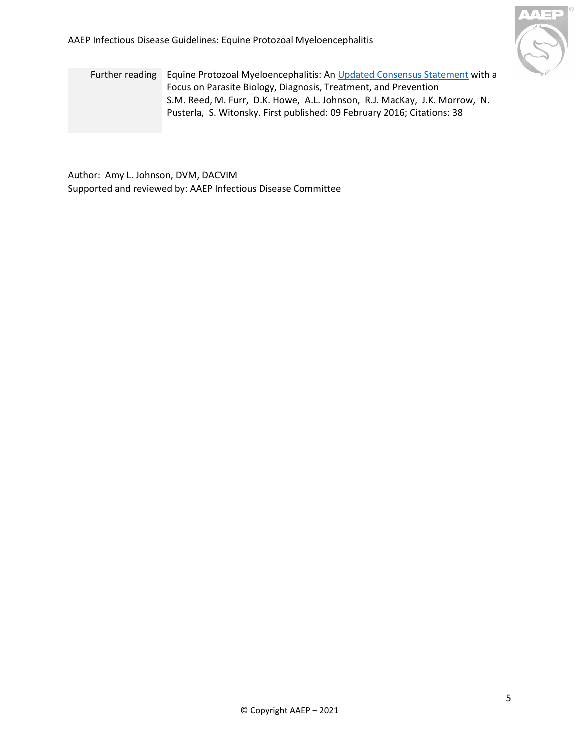| | |
|---|---|
| Further reading | Equine Protozoal Myeloencephalitis: An [Updated Consensus Statement] with a Focus on Parasite Biology, Diagnosis, Treatment, and Prevention<br>S.M. Reed, M. Furr, D.K. Howe, A.L. Johnson, R.J. MacKay, J.K. Morrow, N. Pusterla, S. Witonsky. First published: 09 February 2016; Citations: 38 |

Author: Amy L. Johnson, DVM, DACVIM
Supported and reviewed by: AAEP Infectious Disease Committee

© Copyright AAEP – 2021